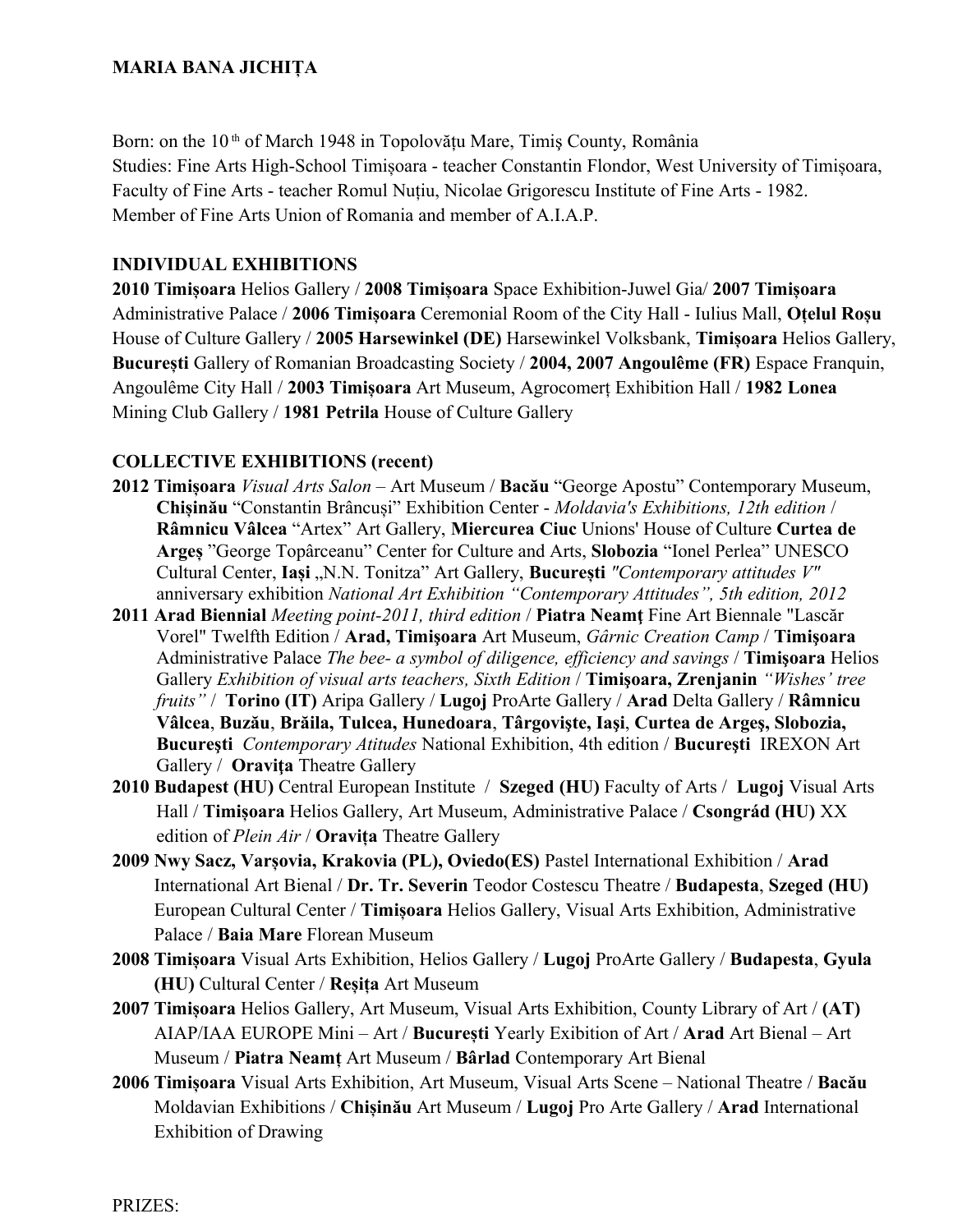**MARIA BANA JICHIȚA**

Born: on the 10[th] of March 1948 in Topolovățu Mare, Timiș County, România
Studies: Fine Arts High-School Timișoara - teacher Constantin Flondor, West University of Timișoara, Faculty of Fine Arts - teacher Romul Nuțiu, Nicolae Grigorescu Institute of Fine Arts - 1982.
Member of Fine Arts Union of Romania and member of A.I.A.P.

## INDIVIDUAL EXHIBITIONS

**2010 Timişoara** Helios Gallery / **2008 Timişoara** Space Exhibition-Juwel Gia/ **2007 Timişoara** Administrative Palace / **2006 Timişoara** Ceremonial Room of the City Hall - Iulius Mall, **Oțelul Roșu** House of Culture Gallery / **2005 Harsewinkel (DE)** Harsewinkel Volksbank, **Timişoara** Helios Gallery, **Bucureşti** Gallery of Romanian Broadcasting Society / **2004, 2007 Angoulême (FR)** Espace Franquin, Angoulême City Hall / **2003 Timişoara** Art Museum, Agrocomerț Exhibition Hall / **1982 Lonea** Mining Club Gallery / **1981 Petrila** House of Culture Gallery

## COLLECTIVE EXHIBITIONS (recent)

- **2012 Timişoara** *Visual Arts Salon* – Art Museum / **Bacău** "George Apostu" Contemporary Museum, **Chișinău** "Constantin Brâncuși" Exhibition Center - *Moldavia's Exhibitions, 12th edition* / **Râmnicu Vâlcea** "Artex" Art Gallery, **Miercurea Ciuc** Unions' House of Culture **Curtea de Argeş** "George Topârceanu" Center for Culture and Arts, **Slobozia** "Ionel Perlea" UNESCO Cultural Center, **Iași** „N.N. Tonitza" Art Gallery, **București** *"Contemporary attitudes V"* anniversary exhibition *National Art Exhibition "Contemporary Attitudes", 5th edition, 2012*
- **2011 Arad Biennial** *Meeting point-2011, third edition* / **Piatra Neamţ** Fine Art Biennale "Lascăr Vorel" Twelfth Edition / **Arad, Timişoara** Art Museum, *Gârnic Creation Camp* / **Timişoara** Administrative Palace *The bee- a symbol of diligence, efficiency and savings* / **Timişoara** Helios Gallery *Exhibition of visual arts teachers, Sixth Edition* / **Timişoara, Zrenjanin** *"Wishes' tree fruits"* / **Torino (IT)** Aripa Gallery / **Lugoj** ProArte Gallery / **Arad** Delta Gallery / **Râmnicu Vâlcea**, **Buzău**, **Brăila, Tulcea, Hunedoara**, **Târgovişte, Iaşi**, **Curtea de Argeş, Slobozia, Bucureşti** *Contemporary Atitudes* National Exhibition, 4th edition / **Bucureşti** IREXON Art Gallery / **Oraviţa** Theatre Gallery
- **2010 Budapest (HU)** Central European Institute / **Szeged (HU)** Faculty of Arts / **Lugoj** Visual Arts Hall / **Timişoara** Helios Gallery, Art Museum, Administrative Palace / **Csongrád (HU)** XX edition of *Plein Air* / **Oravița** Theatre Gallery
- **2009 Nwy Sacz, Varşovia, Krakovia (PL), Oviedo(ES)** Pastel International Exhibition / **Arad** International Art Bienal / **Dr. Tr. Severin** Teodor Costescu Theatre / **Budapesta**, **Szeged (HU)** European Cultural Center / **Timişoara** Helios Gallery, Visual Arts Exhibition, Administrative Palace / **Baia Mare** Florean Museum
- **2008 Timişoara** Visual Arts Exhibition, Helios Gallery / **Lugoj** ProArte Gallery / **Budapesta**, **Gyula (HU)** Cultural Center / **Reșița** Art Museum
- **2007 Timişoara** Helios Gallery, Art Museum, Visual Arts Exhibition, County Library of Art / **(AT)** AIAP/IAA EUROPE Mini – Art / **Bucureşti** Yearly Exibition of Art / **Arad** Art Bienal – Art Museum / **Piatra Neamţ** Art Museum / **Bârlad** Contemporary Art Bienal
- **2006 Timişoara** Visual Arts Exhibition, Art Museum, Visual Arts Scene – National Theatre / **Bacău** Moldavian Exhibitions / **Chișinău** Art Museum / **Lugoj** Pro Arte Gallery / **Arad** International Exhibition of Drawing

PRIZES: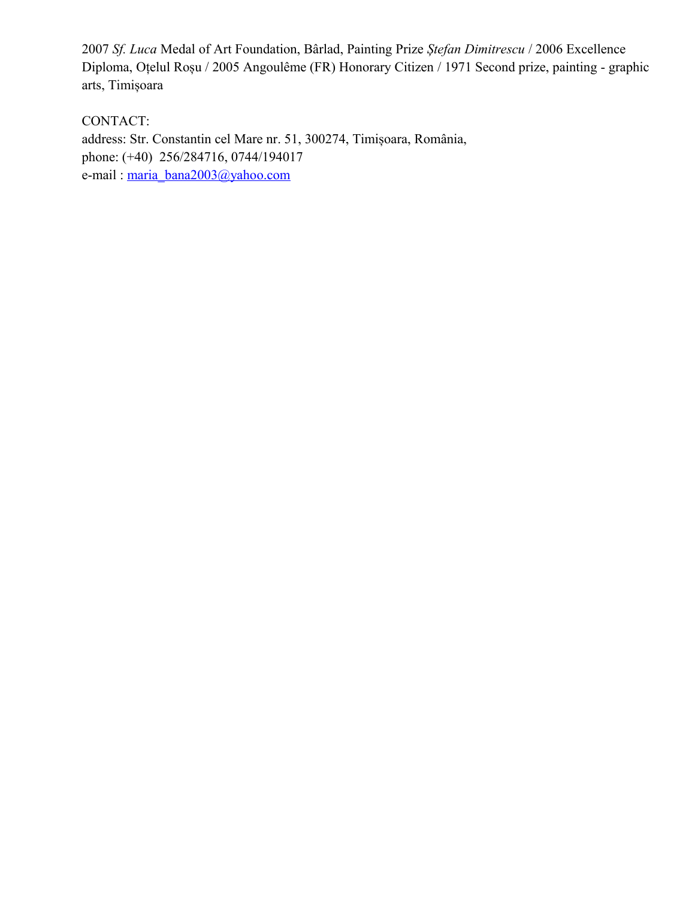2007 *Sf. Luca* Medal of Art Foundation, Bârlad, Painting Prize *Ștefan Dimitrescu* / 2006 Excellence Diploma, Oțelul Roșu / 2005 Angoulême (FR) Honorary Citizen / 1971 Second prize, painting - graphic arts, Timișoara

CONTACT:
address: Str. Constantin cel Mare nr. 51, 300274, Timișoara, România,
phone: (+40) 256/284716, 0744/194017
e-mail : maria_bana2003@yahoo.com